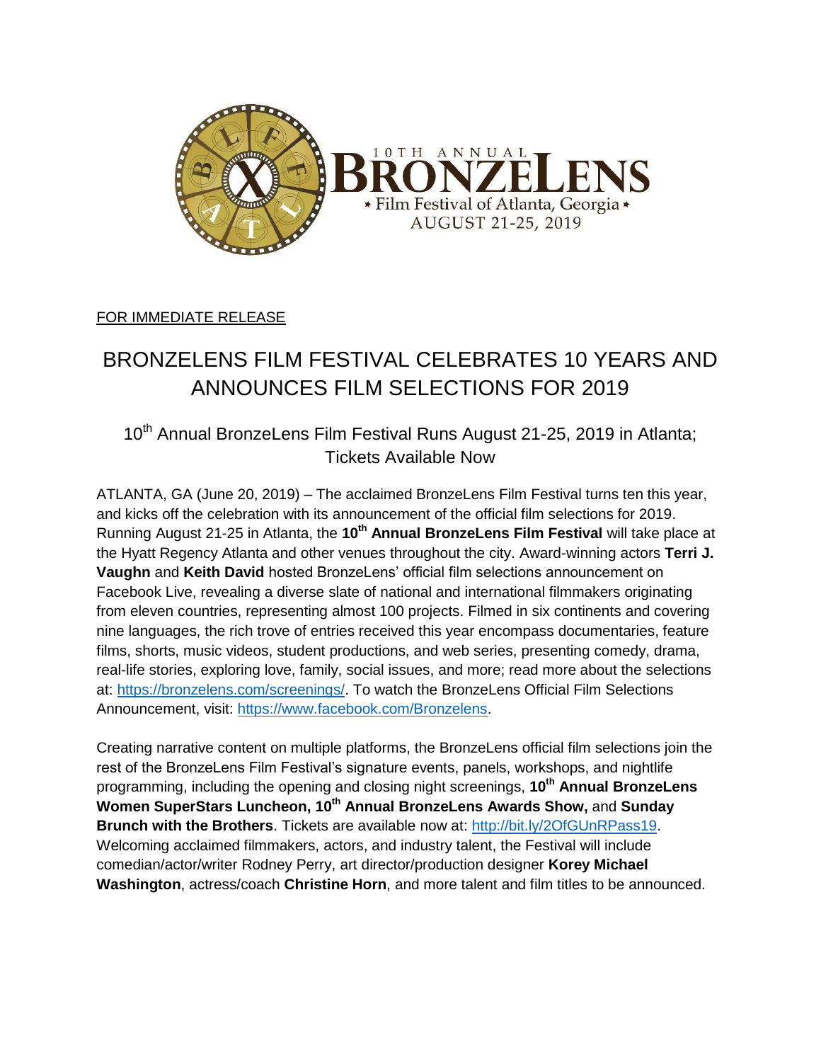10TH ANNUAL BRONZELENS

Film Festival of Atlanta, Georgia

AUGUST 21-25, 2019

FOR IMMEDIATE RELEASE

# BRONZELENS FILM FESTIVAL CELEBRATES 10 YEARS AND ANNOUNCES FILM SELECTIONS FOR 2019

## 10th Annual BronzeLens Film Festival Runs August 21-25, 2019 in Atlanta; Tickets Available Now

ATLANTA, GA (June 20, 2019) – The acclaimed BronzeLens Film Festival turns ten this year, and kicks off the celebration with its announcement of the official film selections for 2019. Running August 21-25 in Atlanta, the **10th Annual BronzeLens Film Festival** will take place at the Hyatt Regency Atlanta and other venues throughout the city. Award-winning actors **Terri J. Vaughn** and **Keith David** hosted BronzeLens' official film selections announcement on Facebook Live, revealing a diverse slate of national and international filmmakers originating from eleven countries, representing almost 100 projects. Filmed in six continents and covering nine languages, the rich trove of entries received this year encompass documentaries, feature films, shorts, music videos, student productions, and web series, presenting comedy, drama, real-life stories, exploring love, family, social issues, and more; read more about the selections at: https://bronzelens.com/screenings/. To watch the BronzeLens Official Film Selections Announcement, visit: https://www.facebook.com/Bronzelens.

Creating narrative content on multiple platforms, the BronzeLens official film selections join the rest of the BronzeLens Film Festival's signature events, panels, workshops, and nightlife programming, including the opening and closing night screenings, **10th Annual BronzeLens Women SuperStars Luncheon, 10th Annual BronzeLens Awards Show,** and **Sunday Brunch with the Brothers**. Tickets are available now at: http://bit.ly/2OfGUnRPass19. Welcoming acclaimed filmmakers, actors, and industry talent, the Festival will include comedian/actor/writer Rodney Perry, art director/production designer **Korey Michael Washington**, actress/coach **Christine Horn**, and more talent and film titles to be announced.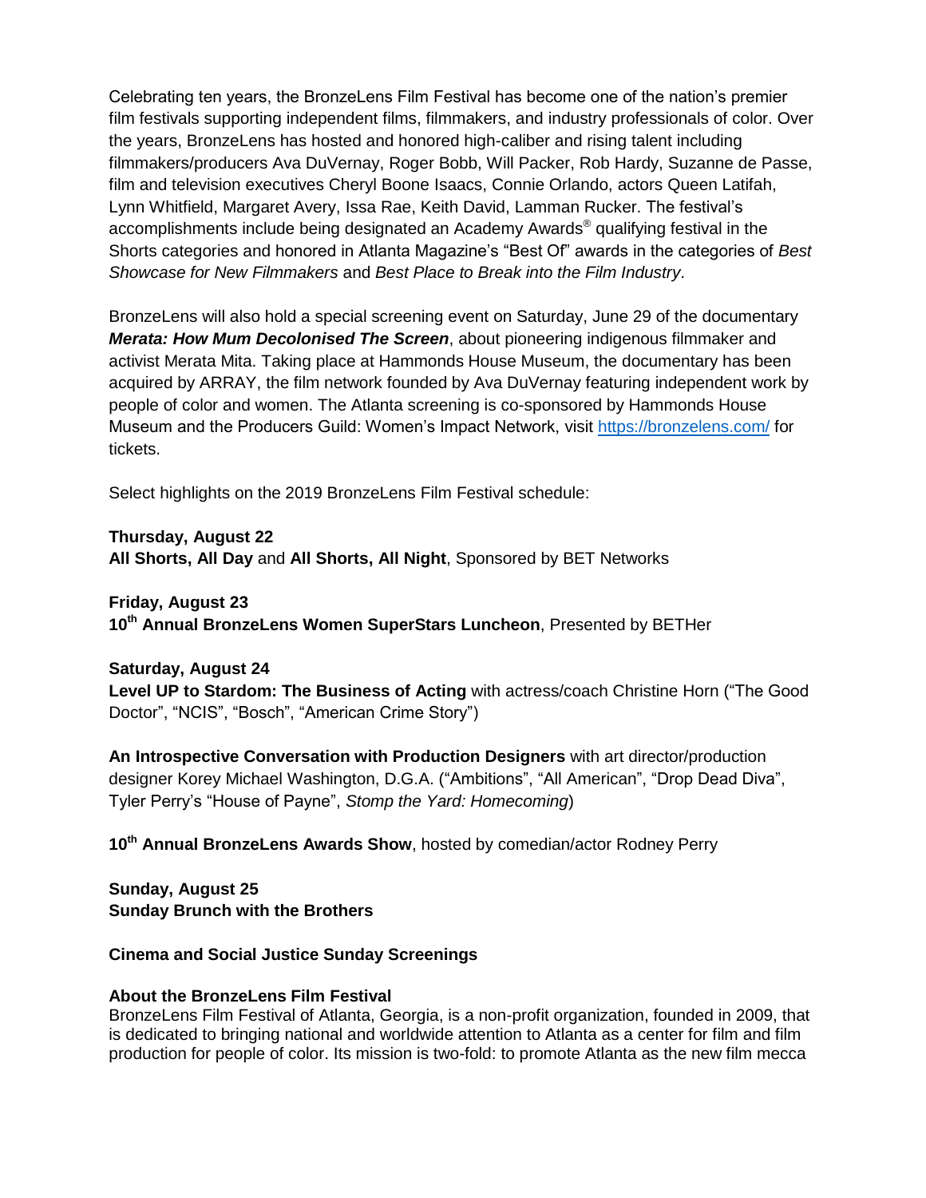Celebrating ten years, the BronzeLens Film Festival has become one of the nation's premier film festivals supporting independent films, filmmakers, and industry professionals of color. Over the years, BronzeLens has hosted and honored high-caliber and rising talent including filmmakers/producers Ava DuVernay, Roger Bobb, Will Packer, Rob Hardy, Suzanne de Passe, film and television executives Cheryl Boone Isaacs, Connie Orlando, actors Queen Latifah, Lynn Whitfield, Margaret Avery, Issa Rae, Keith David, Lamman Rucker. The festival's accomplishments include being designated an Academy Awards® qualifying festival in the Shorts categories and honored in Atlanta Magazine's "Best Of" awards in the categories of *Best Showcase for New Filmmakers* and *Best Place to Break into the Film Industry*.

BronzeLens will also hold a special screening event on Saturday, June 29 of the documentary ***Merata: How Mum Decolonised The Screen***, about pioneering indigenous filmmaker and activist Merata Mita. Taking place at Hammonds House Museum, the documentary has been acquired by ARRAY, the film network founded by Ava DuVernay featuring independent work by people of color and women. The Atlanta screening is co-sponsored by Hammonds House Museum and the Producers Guild: Women's Impact Network, visit https://bronzelens.com/ for tickets.

Select highlights on the 2019 BronzeLens Film Festival schedule:

**Thursday, August 22**
**All Shorts, All Day** and **All Shorts, All Night**, Sponsored by BET Networks

**Friday, August 23**
**10th Annual BronzeLens Women SuperStars Luncheon**, Presented by BETHer

**Saturday, August 24**
**Level UP to Stardom: The Business of Acting** with actress/coach Christine Horn ("The Good Doctor", "NCIS", "Bosch", "American Crime Story")

**An Introspective Conversation with Production Designers** with art director/production designer Korey Michael Washington, D.G.A. ("Ambitions", "All American", "Drop Dead Diva", Tyler Perry's "House of Payne", *Stomp the Yard: Homecoming*)

**10th Annual BronzeLens Awards Show**, hosted by comedian/actor Rodney Perry

**Sunday, August 25**
**Sunday Brunch with the Brothers**

**Cinema and Social Justice Sunday Screenings**

**About the BronzeLens Film Festival**
BronzeLens Film Festival of Atlanta, Georgia, is a non-profit organization, founded in 2009, that is dedicated to bringing national and worldwide attention to Atlanta as a center for film and film production for people of color. Its mission is two-fold: to promote Atlanta as the new film mecca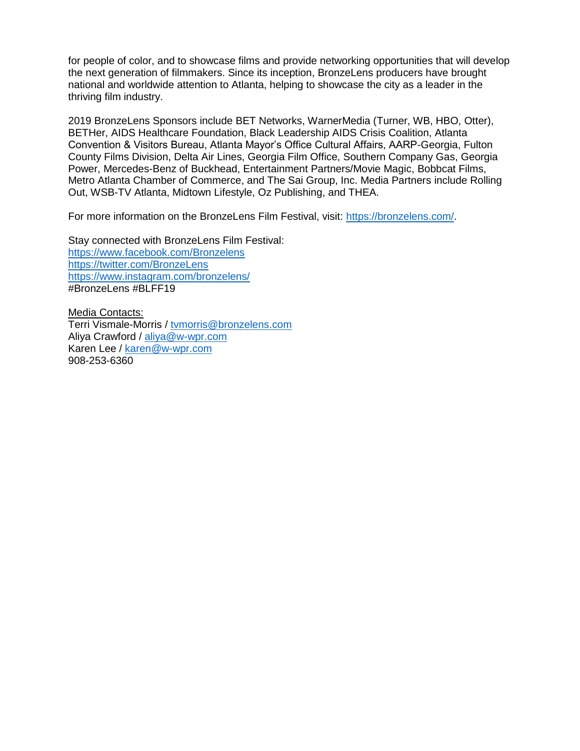for people of color, and to showcase films and provide networking opportunities that will develop the next generation of filmmakers. Since its inception, BronzeLens producers have brought national and worldwide attention to Atlanta, helping to showcase the city as a leader in the thriving film industry.

2019 BronzeLens Sponsors include BET Networks, WarnerMedia (Turner, WB, HBO, Otter), BETHer, AIDS Healthcare Foundation, Black Leadership AIDS Crisis Coalition, Atlanta Convention & Visitors Bureau, Atlanta Mayor's Office Cultural Affairs, AARP-Georgia, Fulton County Films Division, Delta Air Lines, Georgia Film Office, Southern Company Gas, Georgia Power, Mercedes-Benz of Buckhead, Entertainment Partners/Movie Magic, Bobbcat Films, Metro Atlanta Chamber of Commerce, and The Sai Group, Inc. Media Partners include Rolling Out, WSB-TV Atlanta, Midtown Lifestyle, Oz Publishing, and THEA.

For more information on the BronzeLens Film Festival, visit: https://bronzelens.com/.

Stay connected with BronzeLens Film Festival:
https://www.facebook.com/Bronzelens
https://twitter.com/BronzeLens
https://www.instagram.com/bronzelens/
#BronzeLens #BLFF19

Media Contacts:
Terri Vismale-Morris / tvmorris@bronzelens.com
Aliya Crawford / aliya@w-wpr.com
Karen Lee / karen@w-wpr.com
908-253-6360